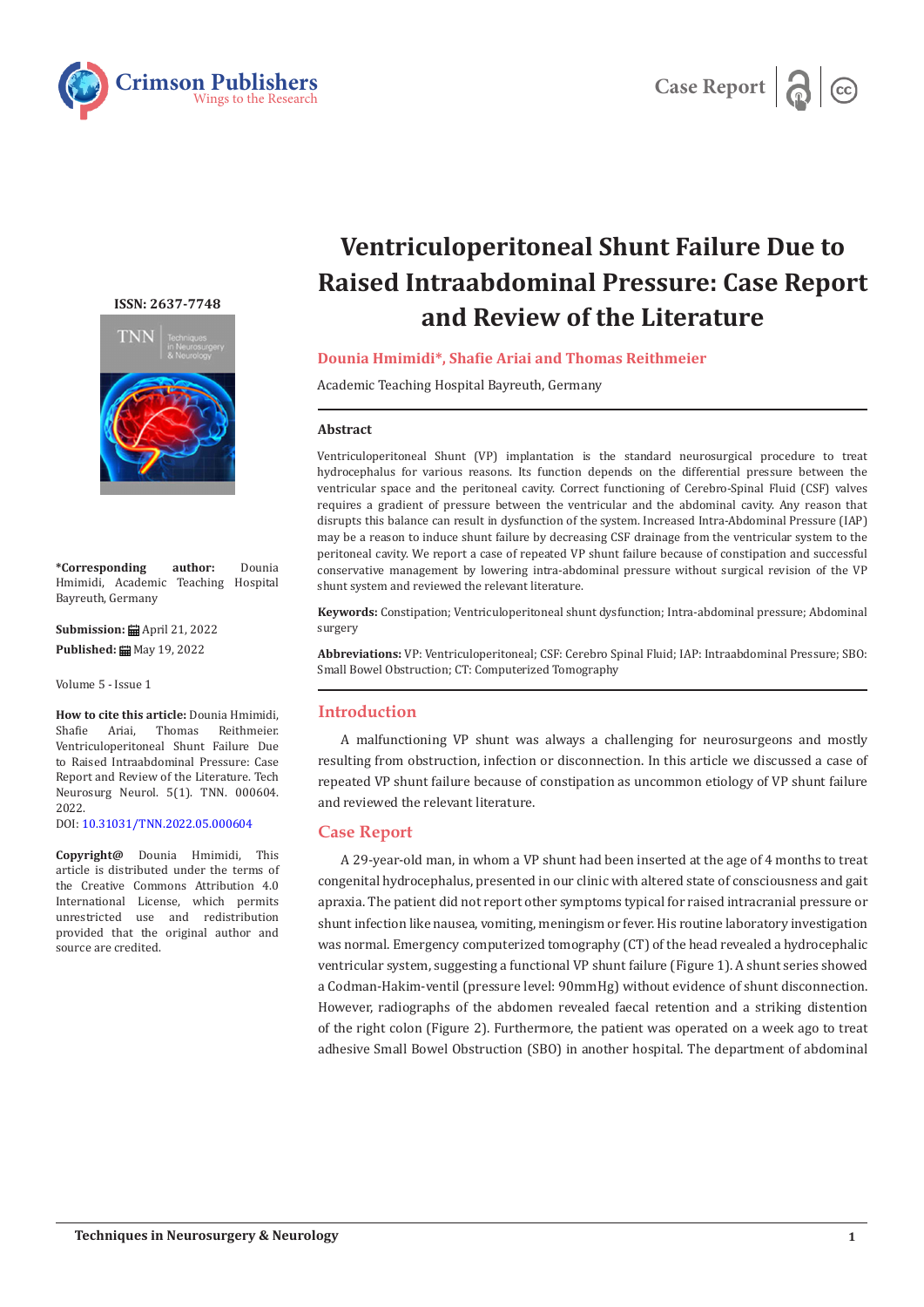Case Report

# Ventriculoperitoneal Shunt Failure Due to Raised Intraabdominal Pressure: Case Report and Review of the Literature

**Dounia Hmimidi*, Shafie Ariai and Thomas Reithmeier**

Academic Teaching Hospital Bayreuth, Germany

ISSN: 2637-7748

**\*Corresponding author:** Dounia Hmimidi, Academic Teaching Hospital Bayreuth, Germany

**Submission:** April 21, 2022

**Published:** May 19, 2022

Volume 5 - Issue 1

**How to cite this article:** Dounia Hmimidi, Shafie Ariai, Thomas Reithmeier. Ventriculoperitoneal Shunt Failure Due to Raised Intraabdominal Pressure: Case Report and Review of the Literature. Tech Neurosurg Neurol. 5(1). TNN. 000604. 2022.
DOI: 10.31031/TNN.2022.05.000604

**Copyright@** Dounia Hmimidi, This article is distributed under the terms of the Creative Commons Attribution 4.0 International License, which permits unrestricted use and redistribution provided that the original author and source are credited.

### Abstract

Ventriculoperitoneal Shunt (VP) implantation is the standard neurosurgical procedure to treat hydrocephalus for various reasons. Its function depends on the differential pressure between the ventricular space and the peritoneal cavity. Correct functioning of Cerebro-Spinal Fluid (CSF) valves requires a gradient of pressure between the ventricular and the abdominal cavity. Any reason that disrupts this balance can result in dysfunction of the system. Increased Intra-Abdominal Pressure (IAP) may be a reason to induce shunt failure by decreasing CSF drainage from the ventricular system to the peritoneal cavity. We report a case of repeated VP shunt failure because of constipation and successful conservative management by lowering intra-abdominal pressure without surgical revision of the VP shunt system and reviewed the relevant literature.

**Keywords:** Constipation; Ventriculoperitoneal shunt dysfunction; Intra-abdominal pressure; Abdominal surgery

**Abbreviations:** VP: Ventriculoperitoneal; CSF: Cerebro Spinal Fluid; IAP: Intraabdominal Pressure; SBO: Small Bowel Obstruction; CT: Computerized Tomography

## Introduction

A malfunctioning VP shunt was always a challenging for neurosurgeons and mostly resulting from obstruction, infection or disconnection. In this article we discussed a case of repeated VP shunt failure because of constipation as uncommon etiology of VP shunt failure and reviewed the relevant literature.

## Case Report

A 29-year-old man, in whom a VP shunt had been inserted at the age of 4 months to treat congenital hydrocephalus, presented in our clinic with altered state of consciousness and gait apraxia. The patient did not report other symptoms typical for raised intracranial pressure or shunt infection like nausea, vomiting, meningism or fever. His routine laboratory investigation was normal. Emergency computerized tomography (CT) of the head revealed a hydrocephalic ventricular system, suggesting a functional VP shunt failure (Figure 1). A shunt series showed a Codman-Hakim-ventil (pressure level: 90mmHg) without evidence of shunt disconnection. However, radiographs of the abdomen revealed faecal retention and a striking distention of the right colon (Figure 2). Furthermore, the patient was operated on a week ago to treat adhesive Small Bowel Obstruction (SBO) in another hospital. The department of abdominal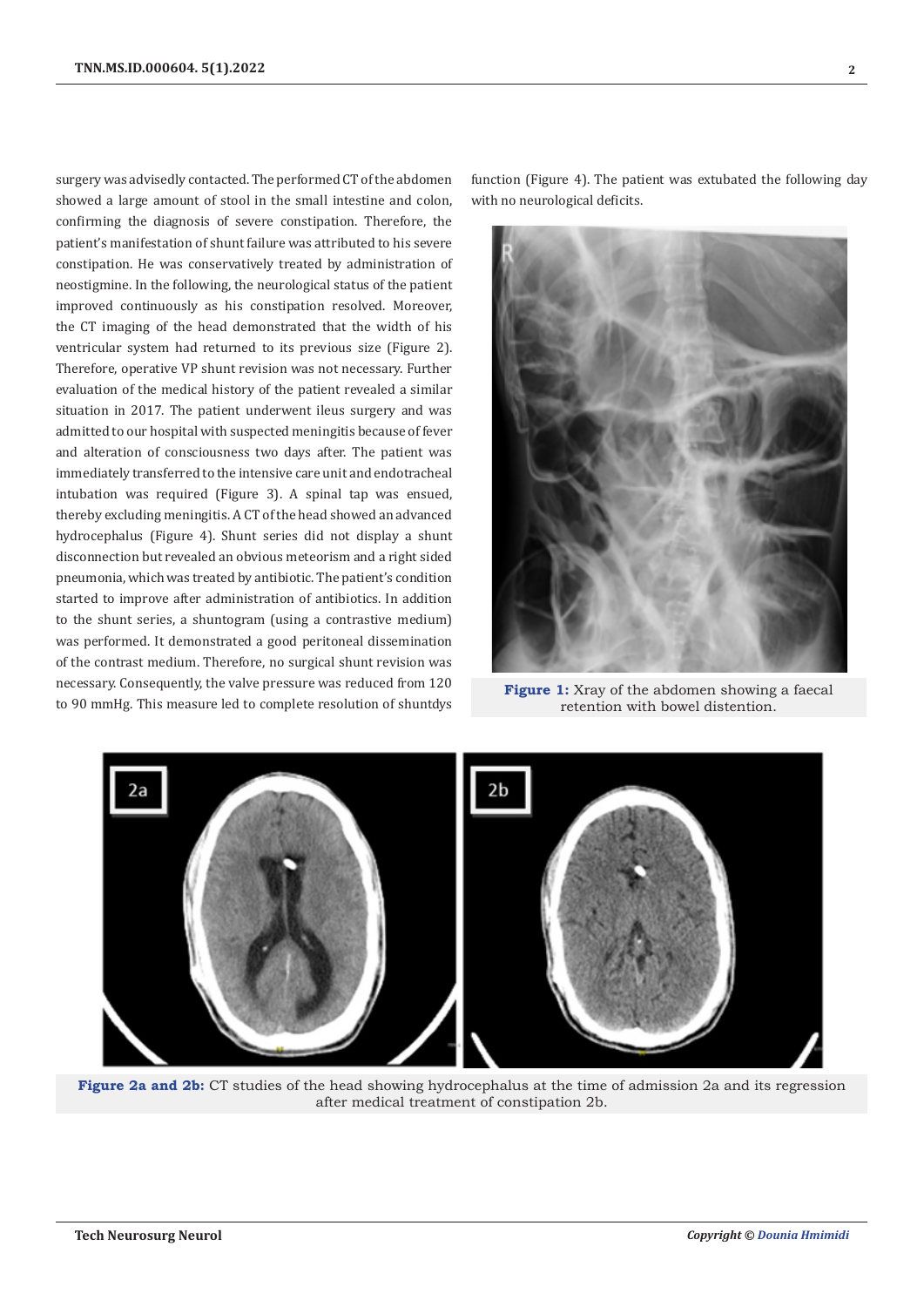surgery was advisedly contacted. The performed CT of the abdomen showed a large amount of stool in the small intestine and colon, confirming the diagnosis of severe constipation. Therefore, the patient's manifestation of shunt failure was attributed to his severe constipation. He was conservatively treated by administration of neostigmine. In the following, the neurological status of the patient improved continuously as his constipation resolved. Moreover, the CT imaging of the head demonstrated that the width of his ventricular system had returned to its previous size (Figure 2). Therefore, operative VP shunt revision was not necessary. Further evaluation of the medical history of the patient revealed a similar situation in 2017. The patient underwent ileus surgery and was admitted to our hospital with suspected meningitis because of fever and alteration of consciousness two days after. The patient was immediately transferred to the intensive care unit and endotracheal intubation was required (Figure 3). A spinal tap was ensued, thereby excluding meningitis. A CT of the head showed an advanced hydrocephalus (Figure 4). Shunt series did not display a shunt disconnection but revealed an obvious meteorism and a right sided pneumonia, which was treated by antibiotic. The patient's condition started to improve after administration of antibiotics. In addition to the shunt series, a shuntogram (using a contrastive medium) was performed. It demonstrated a good peritoneal dissemination of the contrast medium. Therefore, no surgical shunt revision was necessary. Consequently, the valve pressure was reduced from 120 to 90 mmHg. This measure led to complete resolution of shuntdys function (Figure 4). The patient was extubated the following day with no neurological deficits.

**Figure 1:** Xray of the abdomen showing a faecal retention with bowel distention.

**Figure 2a and 2b:** CT studies of the head showing hydrocephalus at the time of admission 2a and its regression after medical treatment of constipation 2b.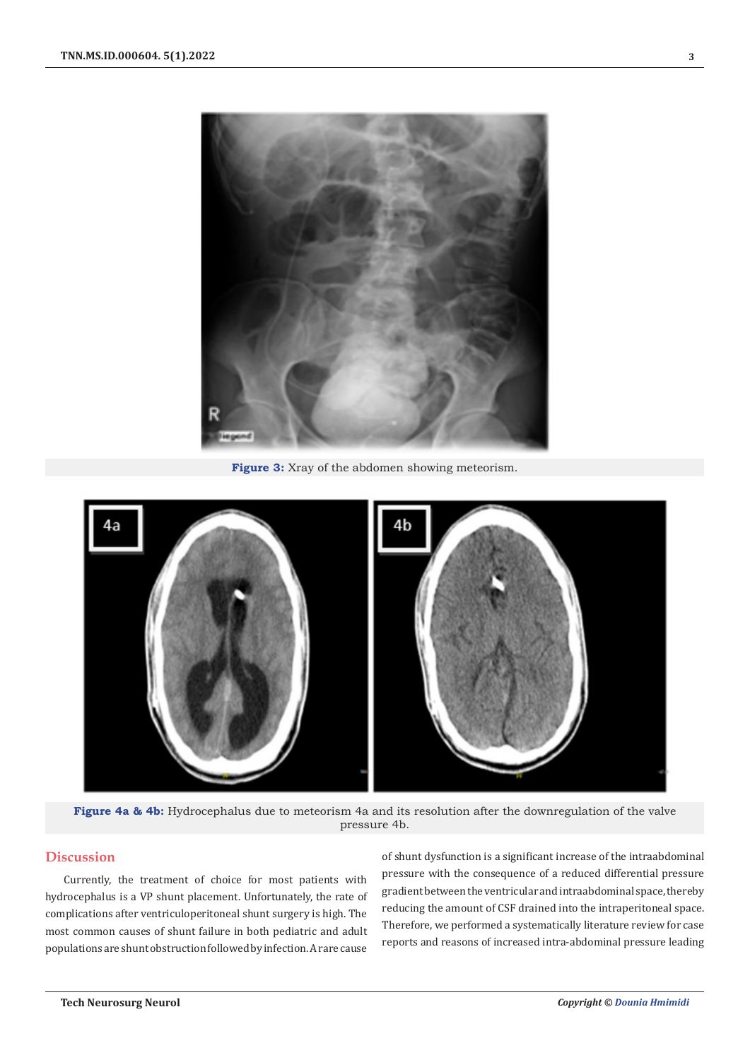**Figure 3:** Xray of the abdomen showing meteorism.

**Figure 4a & 4b:** Hydrocephalus due to meteorism 4a and its resolution after the downregulation of the valve pressure 4b.

## Discussion

Currently, the treatment of choice for most patients with hydrocephalus is a VP shunt placement. Unfortunately, the rate of complications after ventriculoperitoneal shunt surgery is high. The most common causes of shunt failure in both pediatric and adult populations are shunt obstruction followed by infection. A rare cause of shunt dysfunction is a significant increase of the intraabdominal pressure with the consequence of a reduced differential pressure gradient between the ventricular and intraabdominal space, thereby reducing the amount of CSF drained into the intraperitoneal space. Therefore, we performed a systematically literature review for case reports and reasons of increased intra-abdominal pressure leading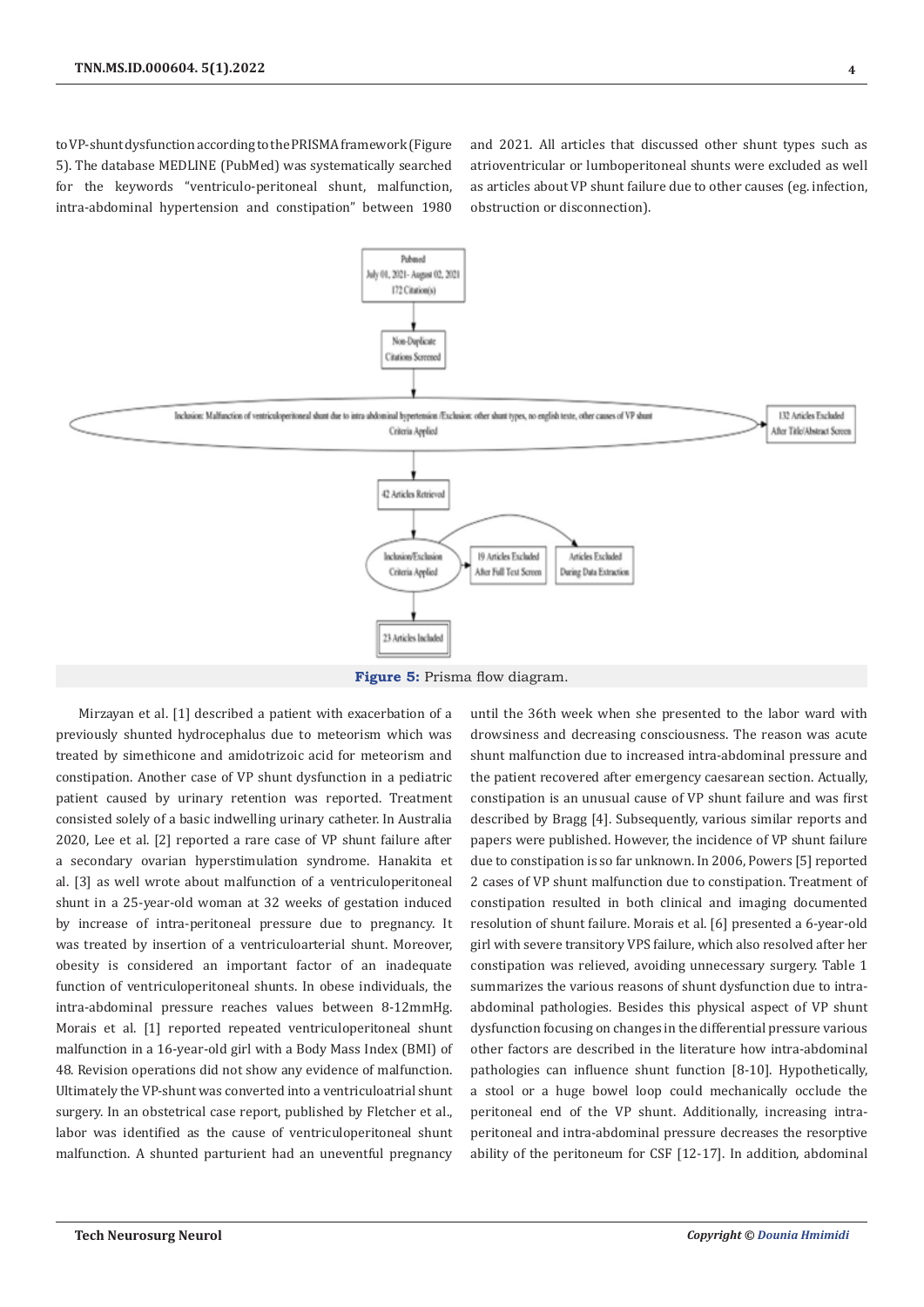to VP-shunt dysfunction according to the PRISMA framework (Figure 5). The database MEDLINE (PubMed) was systematically searched for the keywords "ventriculo-peritoneal shunt, malfunction, intra-abdominal hypertension and constipation" between 1980 and 2021. All articles that discussed other shunt types such as atrioventricular or lumboperitoneal shunts were excluded as well as articles about VP shunt failure due to other causes (eg. infection, obstruction or disconnection).

Pubmed
July 01, 2021- August 02, 2021
172 Citation(s)

Non-Duplicate Citations Screened

Inclusion: Malfunction of ventriculoperitoneal shunt due to intra-abdominal hypertension /Exclusion: other shunt types, no english texte, other causes of VP shunt Criteria Applied

132 Articles Excluded After Title/Abstract Screen

42 Articles Retrieved

Inclusion/Exclusion Criteria Applied

19 Articles Excluded After Full Text Screen

Articles Excluded During Data Extraction

23 Articles Included

**Figure 5:** Prisma flow diagram.

Mirzayan et al. [1] described a patient with exacerbation of a previously shunted hydrocephalus due to meteorism which was treated by simethicone and amidotrizoic acid for meteorism and constipation. Another case of VP shunt dysfunction in a pediatric patient caused by urinary retention was reported. Treatment consisted solely of a basic indwelling urinary catheter. In Australia 2020, Lee et al. [2] reported a rare case of VP shunt failure after a secondary ovarian hyperstimulation syndrome. Hanakita et al. [3] as well wrote about malfunction of a ventriculoperitoneal shunt in a 25-year-old woman at 32 weeks of gestation induced by increase of intra-peritoneal pressure due to pregnancy. It was treated by insertion of a ventriculoarterial shunt. Moreover, obesity is considered an important factor of an inadequate function of ventriculoperitoneal shunts. In obese individuals, the intra-abdominal pressure reaches values between 8-12mmHg. Morais et al. [1] reported repeated ventriculoperitoneal shunt malfunction in a 16-year-old girl with a Body Mass Index (BMI) of 48. Revision operations did not show any evidence of malfunction. Ultimately the VP-shunt was converted into a ventriculoatrial shunt surgery. In an obstetrical case report, published by Fletcher et al., labor was identified as the cause of ventriculoperitoneal shunt malfunction. A shunted parturient had an uneventful pregnancy until the 36th week when she presented to the labor ward with drowsiness and decreasing consciousness. The reason was acute shunt malfunction due to increased intra-abdominal pressure and the patient recovered after emergency caesarean section. Actually, constipation is an unusual cause of VP shunt failure and was first described by Bragg [4]. Subsequently, various similar reports and papers were published. However, the incidence of VP shunt failure due to constipation is so far unknown. In 2006, Powers [5] reported 2 cases of VP shunt malfunction due to constipation. Treatment of constipation resulted in both clinical and imaging documented resolution of shunt failure. Morais et al. [6] presented a 6-year-old girl with severe transitory VPS failure, which also resolved after her constipation was relieved, avoiding unnecessary surgery. Table 1 summarizes the various reasons of shunt dysfunction due to intra-abdominal pathologies. Besides this physical aspect of VP shunt dysfunction focusing on changes in the differential pressure various other factors are described in the literature how intra-abdominal pathologies can influence shunt function [8-10]. Hypothetically, a stool or a huge bowel loop could mechanically occlude the peritoneal end of the VP shunt. Additionally, increasing intra-peritoneal and intra-abdominal pressure decreases the resorptive ability of the peritoneum for CSF [12-17]. In addition, abdominal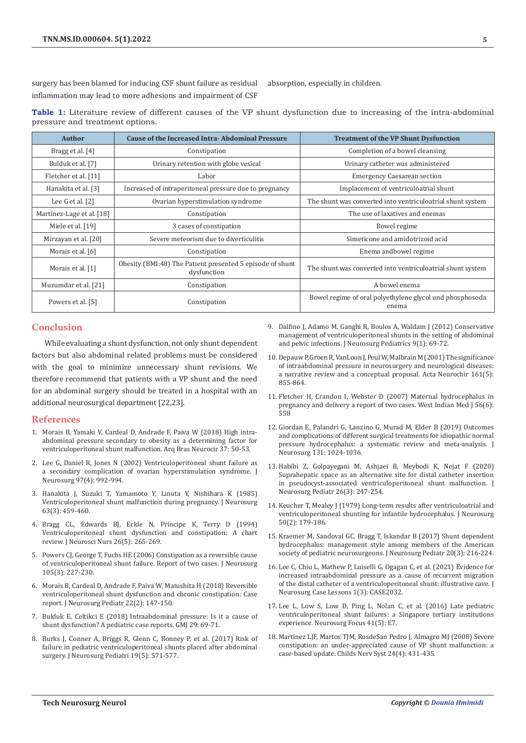surgery has been blamed for inducing CSF shunt failure as residual inflammation may lead to more adhesions and impairment of CSF absorption, especially in children.

**Table 1:** Literature review of different causes of the VP shunt dysfunction due to increasing of the intra-abdominal pressure and treatment options.

| Author | Cause of the Increased Intra- Abdominal Pressure | Treatment of the VP Shunt Dysfunction |
|---|---|---|
| Bragg et al. [4] | Constipation | Completion of a bowel cleansing |
| Bulduk et al. [7] | Urinary retention with globe vesical | Urinary catheter was administered |
| Fletcher et al. [11] | Labor | Emergency Caesarean section |
| Hanakita et al. [3] | Increased of intraperitoneal pressure due to pregnancy | Implacement of ventriculoatrial shunt |
| Lee G et al. [2] | Ovarian hyperstimulation syndrome | The shunt was converted into ventriculoatrial shunt system |
| Martínez-Lage et al. [18] | Constipation | The use of laxatives and enemas |
| Miele et al. [19] | 3 cases of constipation | Bowel regime |
| Mirzayan et al. [20] | Severe meteorism due to diverticulitis | Simeticone and amidotrizoid acid |
| Morais et al. [6] | Constipation | Enema andbowel regime |
| Morais et al. [1] | Obesity (BMI:48) The Patient presented 5 episode of shunt dysfunction | The shunt was converted into ventriculoatrial shunt system |
| Muzumdar et al. [21] | Constipation | A bowel enema |
| Powers et al. [5] | Constipation | Bowel regime of oral polyethylene glycol und phosphosoda enema |

## Conclusion

While evaluating a shunt dysfunction, not only shunt dependent factors but also abdominal related problems must be considered with the goal to minimize unnecessary shunt revisions. We therefore recommend that patients with a VP shunt and the need for an abdominal surgery should be treated in a hospital with an additional neurosurgical department [22,23].

## References

1. Morais B, Yamaki V, Cardeal D, Andrade F, Paiva W (2018) High intra-abdominal pressure secondary to obesity as a determining factor for ventriculoperitoneal shunt malfunction. Arq Bras Neurocir 37: 50-53.
2. Lee G, Daniel R, Jones N (2002) Ventriculoperitoneal shunt failure as a secondary complication of ovarian hyperstimulation syndrome. J Neurosurg 97(4): 992-994.
3. Hanakita J, Suzuki T, Yamamoto Y, Linuta Y, Nishihara K (1985) Ventriculoperitoneal shunt malfunction during pregnancy. J Neurosurg 63(3): 459-460.
4. Bragg CL, Edwards BJ, Eckle N, Principe K, Terry D (1994) Ventriculoperitoneal shunt dysfunction and constipation: A chart review. J Neurosci Nurs 26(5): 265-269.
5. Powers CJ, George T, Fuchs HE (2006) Constipation as a reversible cause of ventriculoperitoneal shunt failure. Report of two cases. J Neurosurg 105(3): 227-230.
6. Morais B, Cardeal D, Andrade F, Paiva W, Matushita H (2018) Reversible ventriculoperitoneal shunt dysfunction and chronic constipation: Case report. J Neurosurg Pediatr 22(2): 147-150.
7. Bulduk E, Celtikci E (2018) Intraabdominal pressure: Is it a cause of shunt dysfunction? A pediatric case reports. GMJ 29: 69-71.
8. Burks J, Conner A, Briggs R, Glenn C, Bonney P, et al. (2017) Risk of failure in pediatric ventriculoperitoneal shunts placed after abdominal surgery. J Neurosurg Pediatri 19(5): 571-577.
9. Dalfino J, Adamo M, Ganghi R, Boulos A, Waldam J (2012) Conservative management of ventriculoperitoneal shunts in the setting of abdominal and pelvic infections. J Neurosurg Pediatrics 9(1): 69-72.
10. Depauw P, Groen R, VanLoon J, Peul W, Malbrain M (2001) The significance of intraabdominal pressure in neurosurgery and neurological diseases: a narrative review and a conceptual proposal. Acta Neurochir 161(5): 855-864.
11. Fletcher H, Crandon I, Webster D (2007) Maternal hydrocephalus in pregnancy and delivery a report of two cases. West Indian Med J 56(6): 558
12. Giordan E, Palandri G, Lanzino G, Murad M, Elder B (2019) Outcomes and complications of different surgical treatments for idiopathic normal pressure hydrocephalus: a systematic review and meta-analysis. J Neurosurg 131: 1024-1036.
13. Habibi Z, Golpayegani M, Ashjaei B, Meybodi K, Nejat F (2020) Suprahepatic space as an alternative site for distal catheter insertion in pseudocyst-associated ventriculoperitoneal shunt malfunction. J Neurosurg Pediatr 26(3): 247-254.
14. Keucher T, Mealey J (1979) Long-term results after ventriculoatrial and ventriculoperitoneal shunting for infantile hydrocephalus. J Neurosurg 50(2): 179-186.
15. Kraemer M, Sandoval GC, Bragg T, Iskandar B (2017) Shunt dependent hydrocephalus: management style among members of the American society of pediatric neurosurgeons. J Neurosurg Pediatr 20(3): 216-224.
16. Lee C, Chiu L, Mathew P, Luiselli G, Ogagan C, et al. (2021) Evidence for increased intraabdominal pressure as a cause of recurrent migration of the distal catheter of a ventriculoperitoneal shunt: illustrative cave. J Neurosurg Case Lessons 1(3): CASE2032.
17. Lee L, Low S, Low D, Ping L, Nolan C, et al. (2016) Late pediatric ventriculoperitoneal shunt failures: a Singapore tertiary institutions experience. Neurosurg Focus 41(5): E7.
18. Martínez LJF, Martos TJM, RosdeSan Pedro J, Almagro MJ (2008) Severe constipation: an under-appreciated cause of VP shunt malfunction: a case-based update. Childs Nerv Syst 24(4): 431-435.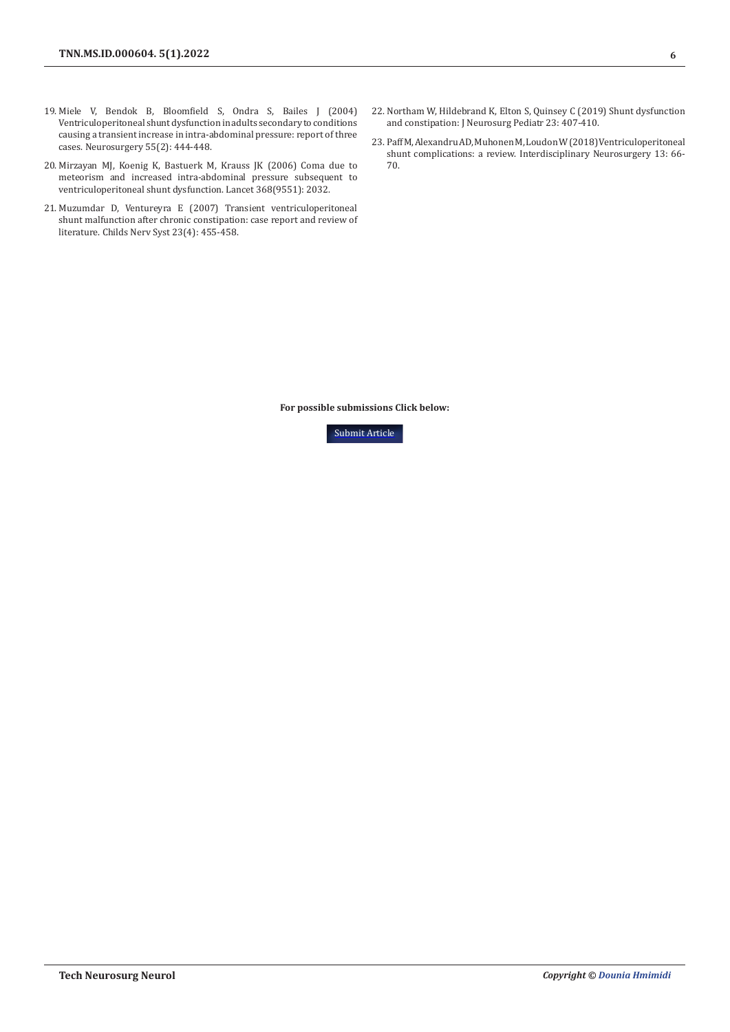19. Miele V, Bendok B, Bloomfield S, Ondra S, Bailes J (2004) Ventriculoperitoneal shunt dysfunction in adults secondary to conditions causing a transient increase in intra-abdominal pressure: report of three cases. Neurosurgery 55(2): 444-448.

20. Mirzayan MJ, Koenig K, Bastuerk M, Krauss JK (2006) Coma due to meteorism and increased intra-abdominal pressure subsequent to ventriculoperitoneal shunt dysfunction. Lancet 368(9551): 2032.

21. Muzumdar D, Ventureyra E (2007) Transient ventriculoperitoneal shunt malfunction after chronic constipation: case report and review of literature. Childs Nerv Syst 23(4): 455-458.

22. Northam W, Hildebrand K, Elton S, Quinsey C (2019) Shunt dysfunction and constipation: J Neurosurg Pediatr 23: 407-410.

23. Paff M, Alexandru AD, Muhonen M, Loudon W (2018) Ventriculoperitoneal shunt complications: a review. Interdisciplinary Neurosurgery 13: 66-70.

**For possible submissions Click below:**

Submit Article